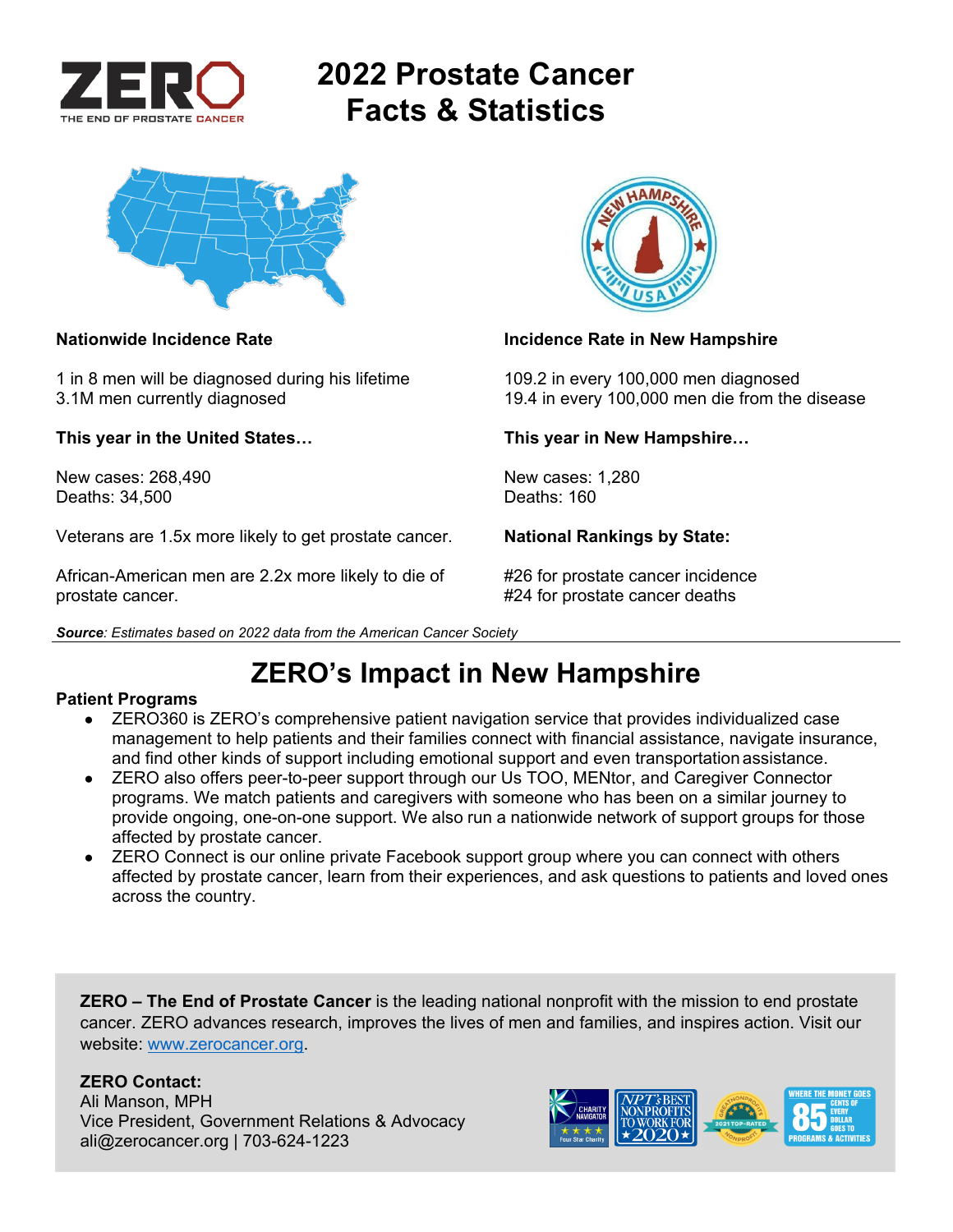ZERO
THE END OF PROSTATE CANCER

# 2022 Prostate Cancer Facts & Statistics

**Nationwide Incidence Rate**

1 in 8 men will be diagnosed during his lifetime
3.1M men currently diagnosed

**This year in the United States…**

New cases: 268,490
Deaths: 34,500

Veterans are 1.5x more likely to get prostate cancer.

African-American men are 2.2x more likely to die of prostate cancer.

**Incidence Rate in New Hampshire**

109.2 in every 100,000 men diagnosed
19.4 in every 100,000 men die from the disease

**This year in New Hampshire…**

New cases: 1,280
Deaths: 160

**National Rankings by State:**

#26 for prostate cancer incidence
#24 for prostate cancer deaths

***Source****: Estimates based on 2022 data from the American Cancer Society*

## ZERO's Impact in New Hampshire

**Patient Programs**

- ZERO360 is ZERO's comprehensive patient navigation service that provides individualized case management to help patients and their families connect with financial assistance, navigate insurance, and find other kinds of support including emotional support and even transportation assistance.
- ZERO also offers peer-to-peer support through our Us TOO, MENtor, and Caregiver Connector programs. We match patients and caregivers with someone who has been on a similar journey to provide ongoing, one-on-one support. We also run a nationwide network of support groups for those affected by prostate cancer.
- ZERO Connect is our online private Facebook support group where you can connect with others affected by prostate cancer, learn from their experiences, and ask questions to patients and loved ones across the country.

**ZERO – The End of Prostate Cancer** is the leading national nonprofit with the mission to end prostate cancer. ZERO advances research, improves the lives of men and families, and inspires action. Visit our website: www.zerocancer.org.

**ZERO Contact:**
Ali Manson, MPH
Vice President, Government Relations & Advocacy
ali@zerocancer.org | 703-624-1223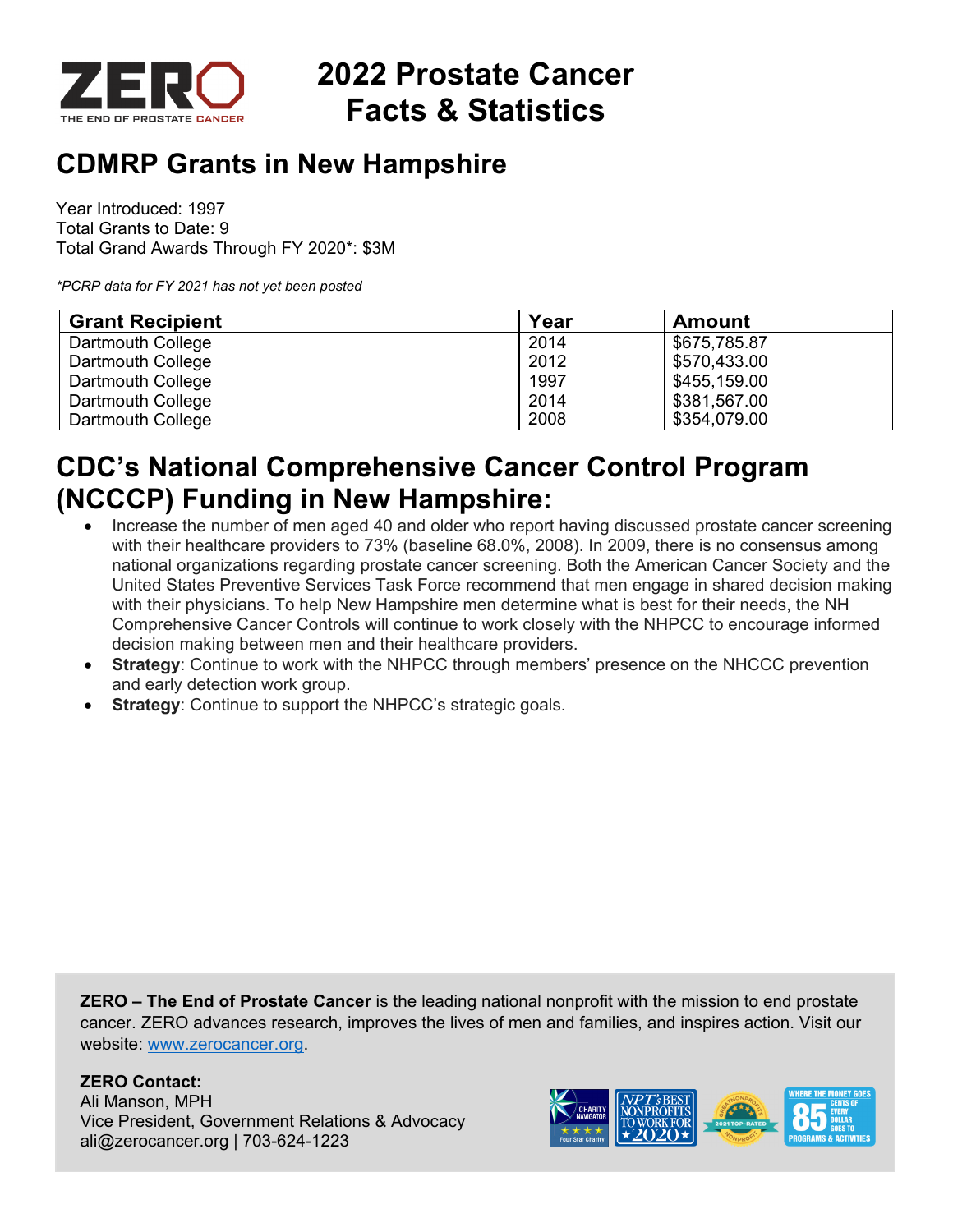# 2022 Prostate Cancer Facts & Statistics

## CDMRP Grants in New Hampshire

Year Introduced: 1997
Total Grants to Date: 9
Total Grand Awards Through FY 2020*: $3M

*\*PCRP data for FY 2021 has not yet been posted*

| Grant Recipient | Year | Amount |
|---|---|---|
| Dartmouth College | 2014 | $675,785.87 |
| Dartmouth College | 2012 | $570,433.00 |
| Dartmouth College | 1997 | $455,159.00 |
| Dartmouth College | 2014 | $381,567.00 |
| Dartmouth College | 2008 | $354,079.00 |

## CDC's National Comprehensive Cancer Control Program (NCCCP) Funding in New Hampshire:

- Increase the number of men aged 40 and older who report having discussed prostate cancer screening with their healthcare providers to 73% (baseline 68.0%, 2008). In 2009, there is no consensus among national organizations regarding prostate cancer screening. Both the American Cancer Society and the United States Preventive Services Task Force recommend that men engage in shared decision making with their physicians. To help New Hampshire men determine what is best for their needs, the NH Comprehensive Cancer Controls will continue to work closely with the NHPCC to encourage informed decision making between men and their healthcare providers.
- **Strategy**: Continue to work with the NHPCC through members' presence on the NHCCC prevention and early detection work group.
- **Strategy**: Continue to support the NHPCC's strategic goals.

**ZERO – The End of Prostate Cancer** is the leading national nonprofit with the mission to end prostate cancer. ZERO advances research, improves the lives of men and families, and inspires action. Visit our website: www.zerocancer.org.

**ZERO Contact:**
Ali Manson, MPH
Vice President, Government Relations & Advocacy
ali@zerocancer.org | 703-624-1223